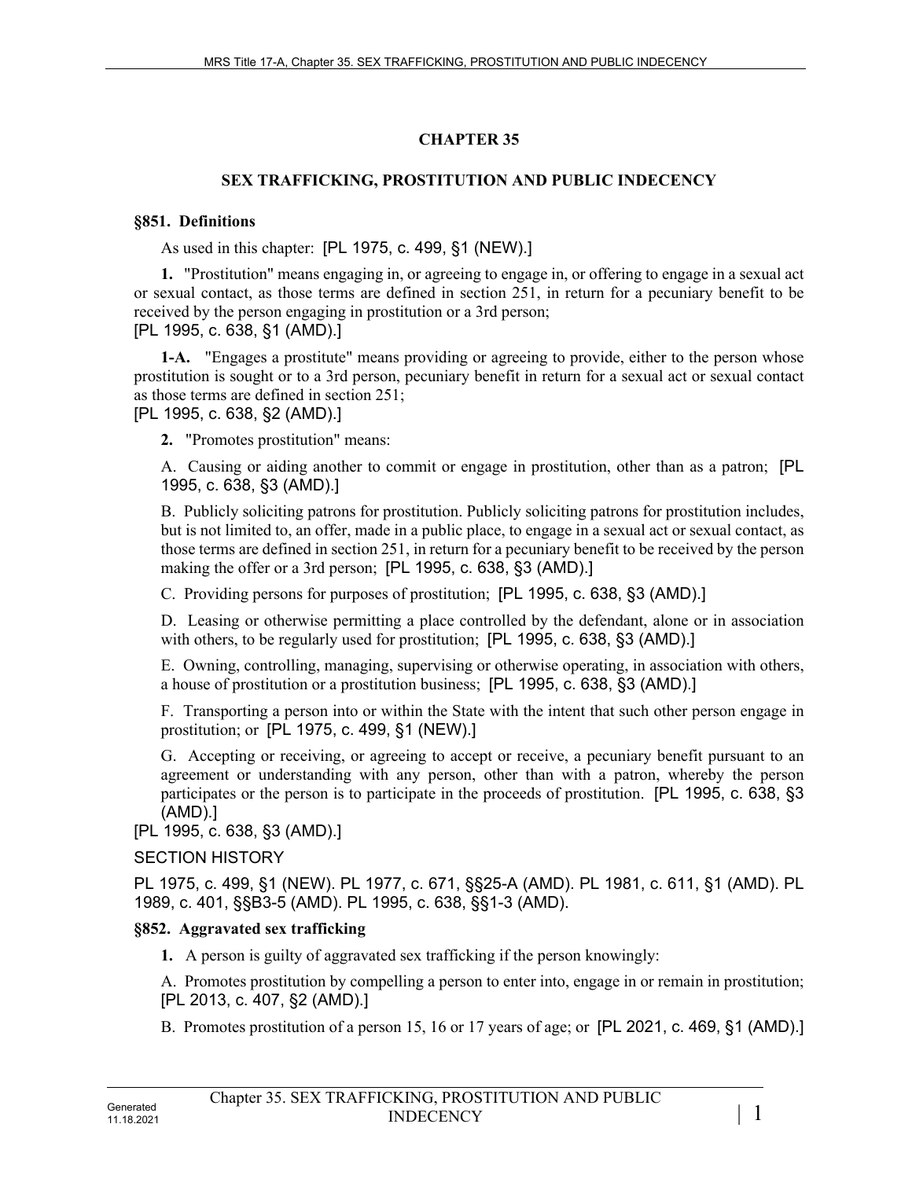# CHAPTER 35

## SEX TRAFFICKING, PROSTITUTION AND PUBLIC INDECENCY

### §851. Definitions

As used in this chapter: [PL 1975, c. 499, §1 (NEW).]

**1.** "Prostitution" means engaging in, or agreeing to engage in, or offering to engage in a sexual act or sexual contact, as those terms are defined in section 251, in return for a pecuniary benefit to be received by the person engaging in prostitution or a 3rd person;
[PL 1995, c. 638, §1 (AMD).]

**1-A.** "Engages a prostitute" means providing or agreeing to provide, either to the person whose prostitution is sought or to a 3rd person, pecuniary benefit in return for a sexual act or sexual contact as those terms are defined in section 251;
[PL 1995, c. 638, §2 (AMD).]

**2.** "Promotes prostitution" means:

A. Causing or aiding another to commit or engage in prostitution, other than as a patron; [PL 1995, c. 638, §3 (AMD).]

B. Publicly soliciting patrons for prostitution. Publicly soliciting patrons for prostitution includes, but is not limited to, an offer, made in a public place, to engage in a sexual act or sexual contact, as those terms are defined in section 251, in return for a pecuniary benefit to be received by the person making the offer or a 3rd person; [PL 1995, c. 638, §3 (AMD).]

C. Providing persons for purposes of prostitution; [PL 1995, c. 638, §3 (AMD).]

D. Leasing or otherwise permitting a place controlled by the defendant, alone or in association with others, to be regularly used for prostitution; [PL 1995, c. 638, §3 (AMD).]

E. Owning, controlling, managing, supervising or otherwise operating, in association with others, a house of prostitution or a prostitution business; [PL 1995, c. 638, §3 (AMD).]

F. Transporting a person into or within the State with the intent that such other person engage in prostitution; or [PL 1975, c. 499, §1 (NEW).]

G. Accepting or receiving, or agreeing to accept or receive, a pecuniary benefit pursuant to an agreement or understanding with any person, other than with a patron, whereby the person participates or the person is to participate in the proceeds of prostitution. [PL 1995, c. 638, §3 (AMD).]

[PL 1995, c. 638, §3 (AMD).]

SECTION HISTORY

PL 1975, c. 499, §1 (NEW). PL 1977, c. 671, §§25-A (AMD). PL 1981, c. 611, §1 (AMD). PL 1989, c. 401, §§B3-5 (AMD). PL 1995, c. 638, §§1-3 (AMD).

### §852. Aggravated sex trafficking

**1.** A person is guilty of aggravated sex trafficking if the person knowingly:

A. Promotes prostitution by compelling a person to enter into, engage in or remain in prostitution; [PL 2013, c. 407, §2 (AMD).]

B. Promotes prostitution of a person 15, 16 or 17 years of age; or [PL 2021, c. 469, §1 (AMD).]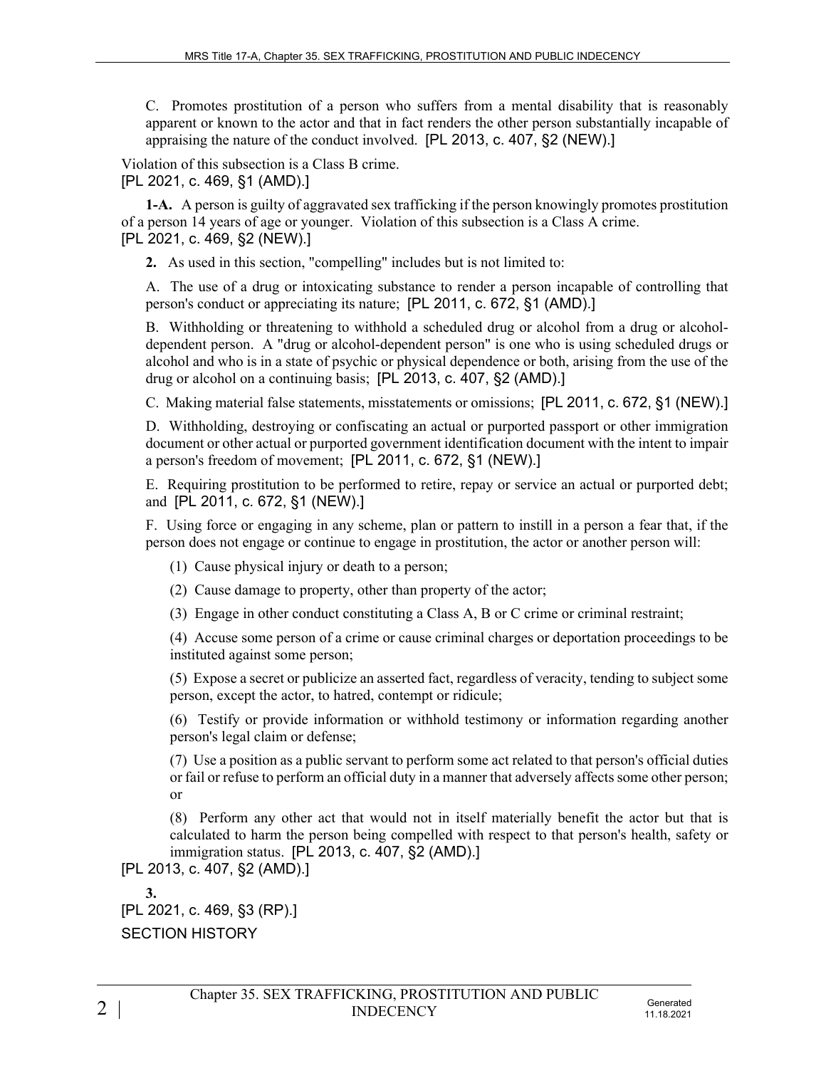C. Promotes prostitution of a person who suffers from a mental disability that is reasonably apparent or known to the actor and that in fact renders the other person substantially incapable of appraising the nature of the conduct involved. [PL 2013, c. 407, §2 (NEW).]

Violation of this subsection is a Class B crime.
[PL 2021, c. 469, §1 (AMD).]

**1-A.** A person is guilty of aggravated sex trafficking if the person knowingly promotes prostitution of a person 14 years of age or younger. Violation of this subsection is a Class A crime.
[PL 2021, c. 469, §2 (NEW).]

**2.** As used in this section, "compelling" includes but is not limited to:

A. The use of a drug or intoxicating substance to render a person incapable of controlling that person's conduct or appreciating its nature; [PL 2011, c. 672, §1 (AMD).]

B. Withholding or threatening to withhold a scheduled drug or alcohol from a drug or alcohol-dependent person. A "drug or alcohol-dependent person" is one who is using scheduled drugs or alcohol and who is in a state of psychic or physical dependence or both, arising from the use of the drug or alcohol on a continuing basis; [PL 2013, c. 407, §2 (AMD).]

C. Making material false statements, misstatements or omissions; [PL 2011, c. 672, §1 (NEW).]

D. Withholding, destroying or confiscating an actual or purported passport or other immigration document or other actual or purported government identification document with the intent to impair a person's freedom of movement; [PL 2011, c. 672, §1 (NEW).]

E. Requiring prostitution to be performed to retire, repay or service an actual or purported debt; and [PL 2011, c. 672, §1 (NEW).]

F. Using force or engaging in any scheme, plan or pattern to instill in a person a fear that, if the person does not engage or continue to engage in prostitution, the actor or another person will:

(1) Cause physical injury or death to a person;

(2) Cause damage to property, other than property of the actor;

(3) Engage in other conduct constituting a Class A, B or C crime or criminal restraint;

(4) Accuse some person of a crime or cause criminal charges or deportation proceedings to be instituted against some person;

(5) Expose a secret or publicize an asserted fact, regardless of veracity, tending to subject some person, except the actor, to hatred, contempt or ridicule;

(6) Testify or provide information or withhold testimony or information regarding another person's legal claim or defense;

(7) Use a position as a public servant to perform some act related to that person's official duties or fail or refuse to perform an official duty in a manner that adversely affects some other person; or

(8) Perform any other act that would not in itself materially benefit the actor but that is calculated to harm the person being compelled with respect to that person's health, safety or immigration status. [PL 2013, c. 407, §2 (AMD).]

[PL 2013, c. 407, §2 (AMD).]

**3.**
[PL 2021, c. 469, §3 (RP).]

SECTION HISTORY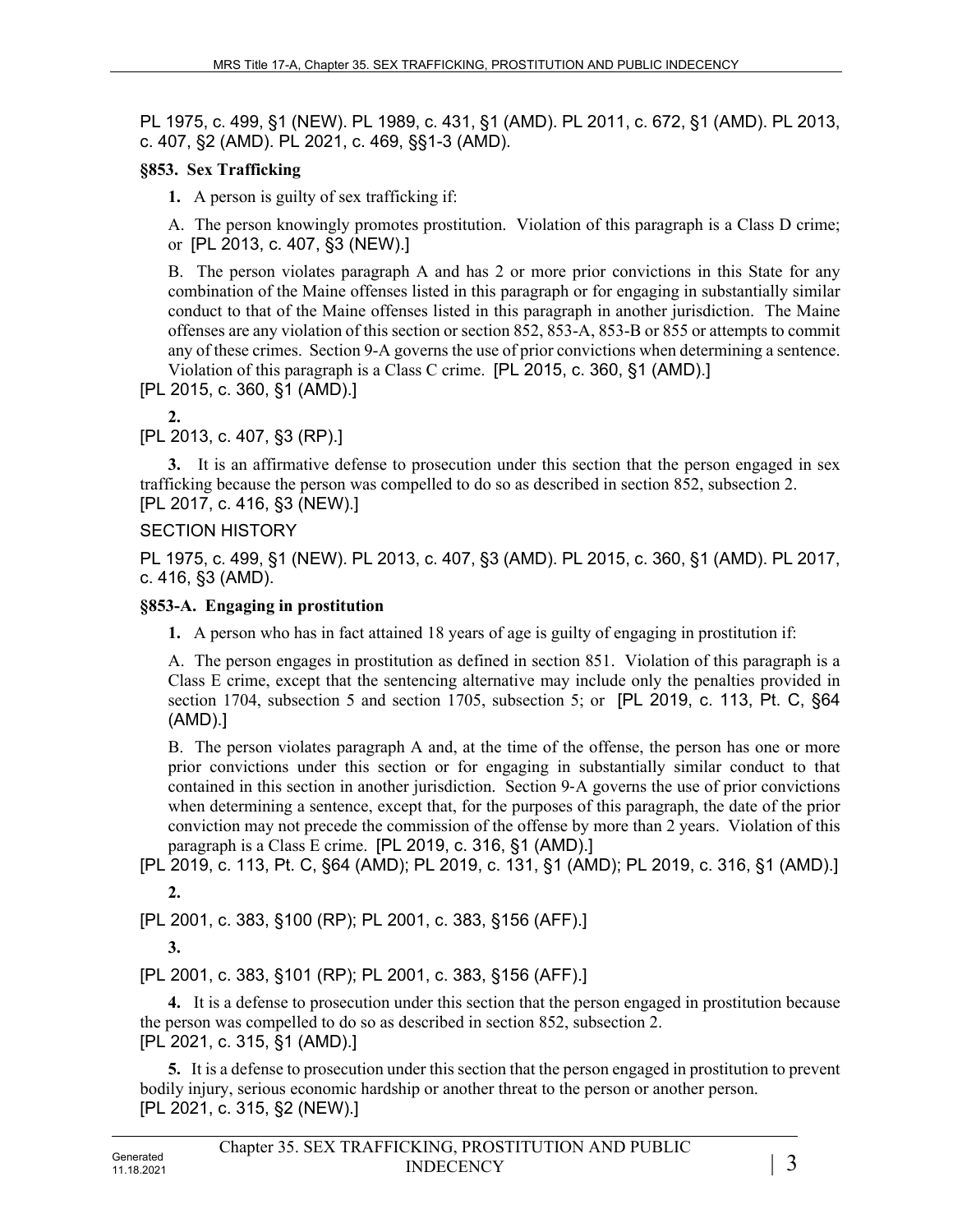PL 1975, c. 499, §1 (NEW). PL 1989, c. 431, §1 (AMD). PL 2011, c. 672, §1 (AMD). PL 2013, c. 407, §2 (AMD). PL 2021, c. 469, §§1-3 (AMD).

### §853. Sex Trafficking

**1.** A person is guilty of sex trafficking if:

A. The person knowingly promotes prostitution. Violation of this paragraph is a Class D crime; or [PL 2013, c. 407, §3 (NEW).]

B. The person violates paragraph A and has 2 or more prior convictions in this State for any combination of the Maine offenses listed in this paragraph or for engaging in substantially similar conduct to that of the Maine offenses listed in this paragraph in another jurisdiction. The Maine offenses are any violation of this section or section 852, 853-A, 853-B or 855 or attempts to commit any of these crimes. Section 9-A governs the use of prior convictions when determining a sentence. Violation of this paragraph is a Class C crime. [PL 2015, c. 360, §1 (AMD).]

[PL 2015, c. 360, §1 (AMD).]

**2.**

[PL 2013, c. 407, §3 (RP).]

**3.** It is an affirmative defense to prosecution under this section that the person engaged in sex trafficking because the person was compelled to do so as described in section 852, subsection 2.
[PL 2017, c. 416, §3 (NEW).]

SECTION HISTORY

PL 1975, c. 499, §1 (NEW). PL 2013, c. 407, §3 (AMD). PL 2015, c. 360, §1 (AMD). PL 2017, c. 416, §3 (AMD).

### §853-A. Engaging in prostitution

**1.** A person who has in fact attained 18 years of age is guilty of engaging in prostitution if:

A. The person engages in prostitution as defined in section 851. Violation of this paragraph is a Class E crime, except that the sentencing alternative may include only the penalties provided in section 1704, subsection 5 and section 1705, subsection 5; or [PL 2019, c. 113, Pt. C, §64 (AMD).]

B. The person violates paragraph A and, at the time of the offense, the person has one or more prior convictions under this section or for engaging in substantially similar conduct to that contained in this section in another jurisdiction. Section 9-A governs the use of prior convictions when determining a sentence, except that, for the purposes of this paragraph, the date of the prior conviction may not precede the commission of the offense by more than 2 years. Violation of this paragraph is a Class E crime. [PL 2019, c. 316, §1 (AMD).]

[PL 2019, c. 113, Pt. C, §64 (AMD); PL 2019, c. 131, §1 (AMD); PL 2019, c. 316, §1 (AMD).]

**2.**

[PL 2001, c. 383, §100 (RP); PL 2001, c. 383, §156 (AFF).]

**3.**

[PL 2001, c. 383, §101 (RP); PL 2001, c. 383, §156 (AFF).]

**4.** It is a defense to prosecution under this section that the person engaged in prostitution because the person was compelled to do so as described in section 852, subsection 2.
[PL 2021, c. 315, §1 (AMD).]

**5.** It is a defense to prosecution under this section that the person engaged in prostitution to prevent bodily injury, serious economic hardship or another threat to the person or another person.
[PL 2021, c. 315, §2 (NEW).]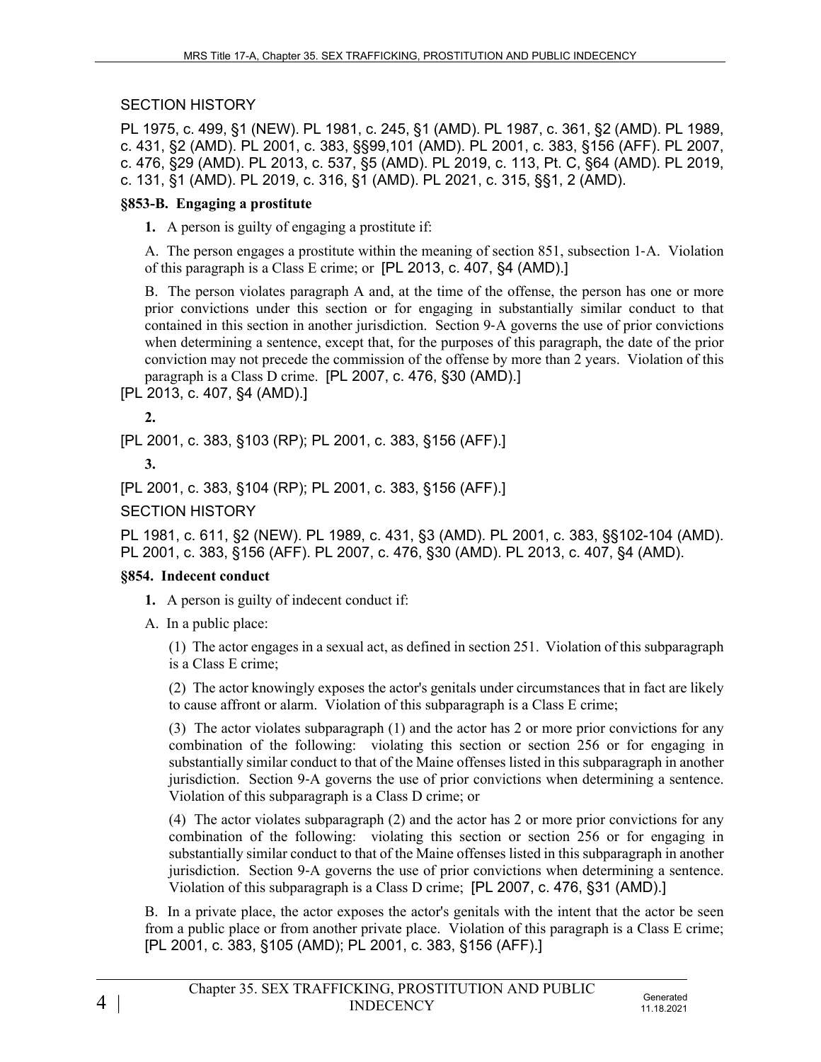SECTION HISTORY

PL 1975, c. 499, §1 (NEW). PL 1981, c. 245, §1 (AMD). PL 1987, c. 361, §2 (AMD). PL 1989, c. 431, §2 (AMD). PL 2001, c. 383, §§99,101 (AMD). PL 2001, c. 383, §156 (AFF). PL 2007, c. 476, §29 (AMD). PL 2013, c. 537, §5 (AMD). PL 2019, c. 113, Pt. C, §64 (AMD). PL 2019, c. 131, §1 (AMD). PL 2019, c. 316, §1 (AMD). PL 2021, c. 315, §§1, 2 (AMD).

**§853-B. Engaging a prostitute**

**1.** A person is guilty of engaging a prostitute if:

A. The person engages a prostitute within the meaning of section 851, subsection 1-A. Violation of this paragraph is a Class E crime; or [PL 2013, c. 407, §4 (AMD).]

B. The person violates paragraph A and, at the time of the offense, the person has one or more prior convictions under this section or for engaging in substantially similar conduct to that contained in this section in another jurisdiction. Section 9-A governs the use of prior convictions when determining a sentence, except that, for the purposes of this paragraph, the date of the prior conviction may not precede the commission of the offense by more than 2 years. Violation of this paragraph is a Class D crime. [PL 2007, c. 476, §30 (AMD).]

[PL 2013, c. 407, §4 (AMD).]

**2.**

[PL 2001, c. 383, §103 (RP); PL 2001, c. 383, §156 (AFF).]

**3.**

[PL 2001, c. 383, §104 (RP); PL 2001, c. 383, §156 (AFF).]

SECTION HISTORY

PL 1981, c. 611, §2 (NEW). PL 1989, c. 431, §3 (AMD). PL 2001, c. 383, §§102-104 (AMD). PL 2001, c. 383, §156 (AFF). PL 2007, c. 476, §30 (AMD). PL 2013, c. 407, §4 (AMD).

**§854. Indecent conduct**

**1.** A person is guilty of indecent conduct if:

A. In a public place:

(1) The actor engages in a sexual act, as defined in section 251. Violation of this subparagraph is a Class E crime;

(2) The actor knowingly exposes the actor's genitals under circumstances that in fact are likely to cause affront or alarm. Violation of this subparagraph is a Class E crime;

(3) The actor violates subparagraph (1) and the actor has 2 or more prior convictions for any combination of the following: violating this section or section 256 or for engaging in substantially similar conduct to that of the Maine offenses listed in this subparagraph in another jurisdiction. Section 9-A governs the use of prior convictions when determining a sentence. Violation of this subparagraph is a Class D crime; or

(4) The actor violates subparagraph (2) and the actor has 2 or more prior convictions for any combination of the following: violating this section or section 256 or for engaging in substantially similar conduct to that of the Maine offenses listed in this subparagraph in another jurisdiction. Section 9-A governs the use of prior convictions when determining a sentence. Violation of this subparagraph is a Class D crime; [PL 2007, c. 476, §31 (AMD).]

B. In a private place, the actor exposes the actor's genitals with the intent that the actor be seen from a public place or from another private place. Violation of this paragraph is a Class E crime; [PL 2001, c. 383, §105 (AMD); PL 2001, c. 383, §156 (AFF).]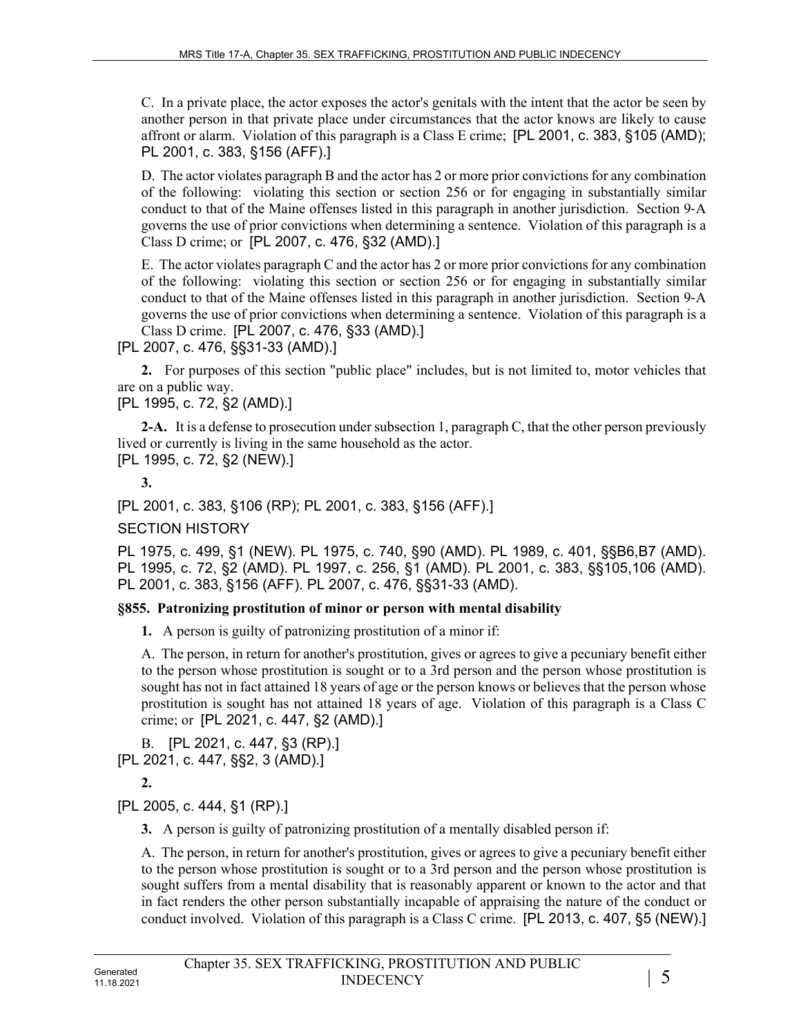C. In a private place, the actor exposes the actor's genitals with the intent that the actor be seen by another person in that private place under circumstances that the actor knows are likely to cause affront or alarm. Violation of this paragraph is a Class E crime; [PL 2001, c. 383, §105 (AMD); PL 2001, c. 383, §156 (AFF).]

D. The actor violates paragraph B and the actor has 2 or more prior convictions for any combination of the following: violating this section or section 256 or for engaging in substantially similar conduct to that of the Maine offenses listed in this paragraph in another jurisdiction. Section 9-A governs the use of prior convictions when determining a sentence. Violation of this paragraph is a Class D crime; or [PL 2007, c. 476, §32 (AMD).]

E. The actor violates paragraph C and the actor has 2 or more prior convictions for any combination of the following: violating this section or section 256 or for engaging in substantially similar conduct to that of the Maine offenses listed in this paragraph in another jurisdiction. Section 9-A governs the use of prior convictions when determining a sentence. Violation of this paragraph is a Class D crime. [PL 2007, c. 476, §33 (AMD).]

[PL 2007, c. 476, §§31-33 (AMD).]

**2.** For purposes of this section "public place" includes, but is not limited to, motor vehicles that are on a public way.

[PL 1995, c. 72, §2 (AMD).]

**2-A.** It is a defense to prosecution under subsection 1, paragraph C, that the other person previously lived or currently is living in the same household as the actor.

[PL 1995, c. 72, §2 (NEW).]

**3.**

[PL 2001, c. 383, §106 (RP); PL 2001, c. 383, §156 (AFF).]

SECTION HISTORY

PL 1975, c. 499, §1 (NEW). PL 1975, c. 740, §90 (AMD). PL 1989, c. 401, §§B6,B7 (AMD). PL 1995, c. 72, §2 (AMD). PL 1997, c. 256, §1 (AMD). PL 2001, c. 383, §§105,106 (AMD). PL 2001, c. 383, §156 (AFF). PL 2007, c. 476, §§31-33 (AMD).

### §855. Patronizing prostitution of minor or person with mental disability

**1.** A person is guilty of patronizing prostitution of a minor if:

A. The person, in return for another's prostitution, gives or agrees to give a pecuniary benefit either to the person whose prostitution is sought or to a 3rd person and the person whose prostitution is sought has not in fact attained 18 years of age or the person knows or believes that the person whose prostitution is sought has not attained 18 years of age. Violation of this paragraph is a Class C crime; or [PL 2021, c. 447, §2 (AMD).]

B. [PL 2021, c. 447, §3 (RP).]

[PL 2021, c. 447, §§2, 3 (AMD).]

**2.**

[PL 2005, c. 444, §1 (RP).]

**3.** A person is guilty of patronizing prostitution of a mentally disabled person if:

A. The person, in return for another's prostitution, gives or agrees to give a pecuniary benefit either to the person whose prostitution is sought or to a 3rd person and the person whose prostitution is sought suffers from a mental disability that is reasonably apparent or known to the actor and that in fact renders the other person substantially incapable of appraising the nature of the conduct or conduct involved. Violation of this paragraph is a Class C crime. [PL 2013, c. 407, §5 (NEW).]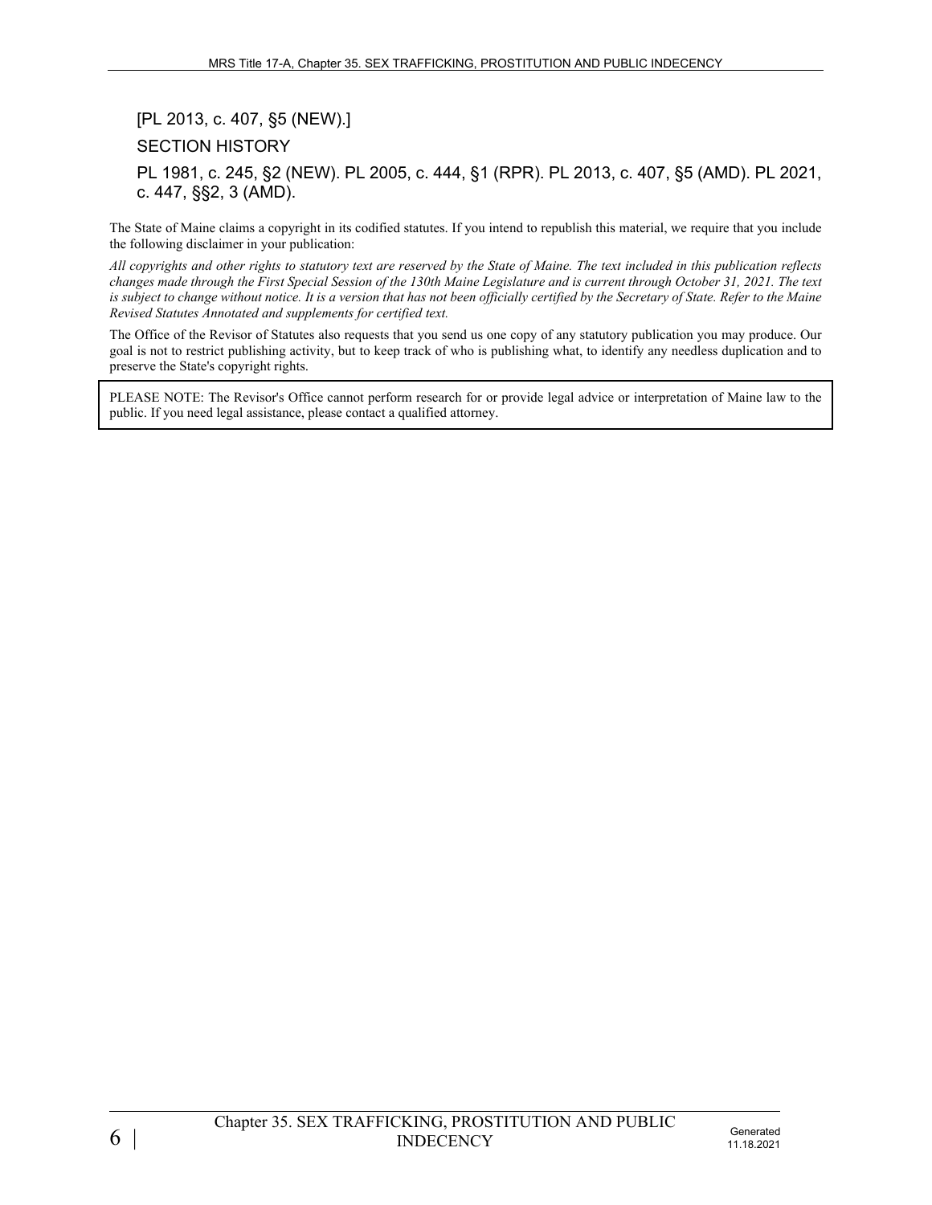[PL 2013, c. 407, §5 (NEW).]

SECTION HISTORY

PL 1981, c. 245, §2 (NEW). PL 2005, c. 444, §1 (RPR). PL 2013, c. 407, §5 (AMD). PL 2021, c. 447, §§2, 3 (AMD).

The State of Maine claims a copyright in its codified statutes. If you intend to republish this material, we require that you include the following disclaimer in your publication:

*All copyrights and other rights to statutory text are reserved by the State of Maine. The text included in this publication reflects changes made through the First Special Session of the 130th Maine Legislature and is current through October 31, 2021. The text is subject to change without notice. It is a version that has not been officially certified by the Secretary of State. Refer to the Maine Revised Statutes Annotated and supplements for certified text.*

The Office of the Revisor of Statutes also requests that you send us one copy of any statutory publication you may produce. Our goal is not to restrict publishing activity, but to keep track of who is publishing what, to identify any needless duplication and to preserve the State's copyright rights.

PLEASE NOTE: The Revisor's Office cannot perform research for or provide legal advice or interpretation of Maine law to the public. If you need legal assistance, please contact a qualified attorney.